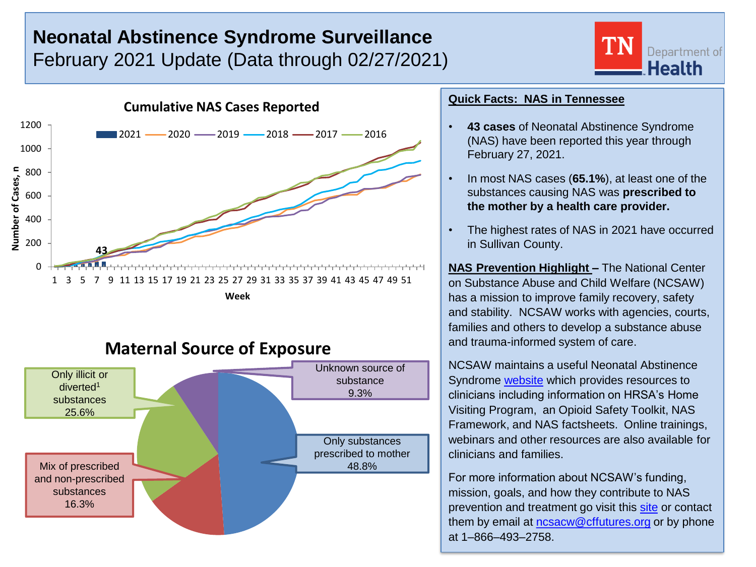# Neonatal Abstinence Syndrome Surveillance

February 2021 Update (Data through 02/27/2021)

TN Department of Health

## Cumulative NAS Cases Reported

Legend: 2021, 2020, 2019, 2018, 2017, 2016

Y-axis: Number of Cases, n (0–1200)

X-axis: Week (1–51)

43

## Maternal Source of Exposure

- Only substances prescribed to mother: 48.8%
- Mix of prescribed and non-prescribed substances: 16.3%
- Only illicit or diverted[1] substances: 25.6%
- Unknown source of substance: 9.3%

## Quick Facts: NAS in Tennessee

- **43 cases** of Neonatal Abstinence Syndrome (NAS) have been reported this year through February 27, 2021.
- In most NAS cases (**65.1%**), at least one of the substances causing NAS was **prescribed to the mother by a health care provider.**
- The highest rates of NAS in 2021 have occurred in Sullivan County.

**NAS Prevention Highlight –** The National Center on Substance Abuse and Child Welfare (NCSAW) has a mission to improve family recovery, safety and stability. NCSAW works with agencies, courts, families and others to develop a substance abuse and trauma-informed system of care.

NCSAW maintains a useful Neonatal Abstinence Syndrome website which provides resources to clinicians including information on HRSA's Home Visiting Program, an Opioid Safety Toolkit, NAS Framework, and NAS factsheets. Online trainings, webinars and other resources are also available for clinicians and families.

For more information about NCSAW's funding, mission, goals, and how they contribute to NAS prevention and treatment go visit this site or contact them by email at ncsacw@cffutures.org or by phone at 1–866–493–2758.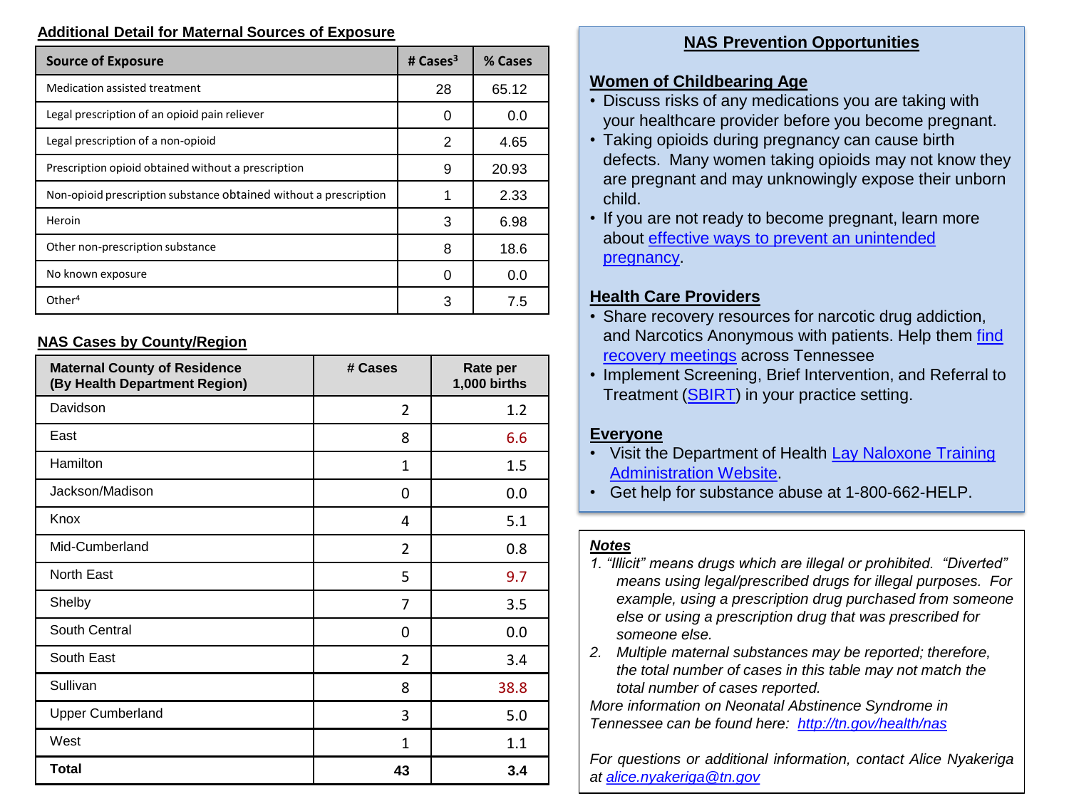## Additional Detail for Maternal Sources of Exposure

| Source of Exposure | # Cases[3] | % Cases |
|---|---|---|
| Medication assisted treatment | 28 | 65.12 |
| Legal prescription of an opioid pain reliever | 0 | 0.0 |
| Legal prescription of a non-opioid | 2 | 4.65 |
| Prescription opioid obtained without a prescription | 9 | 20.93 |
| Non-opioid prescription substance obtained without a prescription | 1 | 2.33 |
| Heroin | 3 | 6.98 |
| Other non-prescription substance | 8 | 18.6 |
| No known exposure | 0 | 0.0 |
| Other[4] | 3 | 7.5 |

## NAS Cases by County/Region

| Maternal County of Residence (By Health Department Region) | # Cases | Rate per 1,000 births |
|---|---|---|
| Davidson | 2 | 1.2 |
| East | 8 | 6.6 |
| Hamilton | 1 | 1.5 |
| Jackson/Madison | 0 | 0.0 |
| Knox | 4 | 5.1 |
| Mid-Cumberland | 2 | 0.8 |
| North East | 5 | 9.7 |
| Shelby | 7 | 3.5 |
| South Central | 0 | 0.0 |
| South East | 2 | 3.4 |
| Sullivan | 8 | 38.8 |
| Upper Cumberland | 3 | 5.0 |
| West | 1 | 1.1 |
| **Total** | **43** | **3.4** |

## NAS Prevention Opportunities

### Women of Childbearing Age

- Discuss risks of any medications you are taking with your healthcare provider before you become pregnant.
- Taking opioids during pregnancy can cause birth defects. Many women taking opioids may not know they are pregnant and may unknowingly expose their unborn child.
- If you are not ready to become pregnant, learn more about effective ways to prevent an unintended pregnancy.

### Health Care Providers

- Share recovery resources for narcotic drug addiction, and Narcotics Anonymous with patients. Help them find recovery meetings across Tennessee
- Implement Screening, Brief Intervention, and Referral to Treatment (SBIRT) in your practice setting.

### Everyone

- Visit the Department of Health Lay Naloxone Training Administration Website.
- Get help for substance abuse at 1-800-662-HELP.

### *Notes*

1. *"Illicit" means drugs which are illegal or prohibited. "Diverted" means using legal/prescribed drugs for illegal purposes. For example, using a prescription drug purchased from someone else or using a prescription drug that was prescribed for someone else.*
2. *Multiple maternal substances may be reported; therefore, the total number of cases in this table may not match the total number of cases reported.*

*More information on Neonatal Abstinence Syndrome in Tennessee can be found here: http://tn.gov/health/nas*

*For questions or additional information, contact Alice Nyakeriga at alice.nyakeriga@tn.gov*